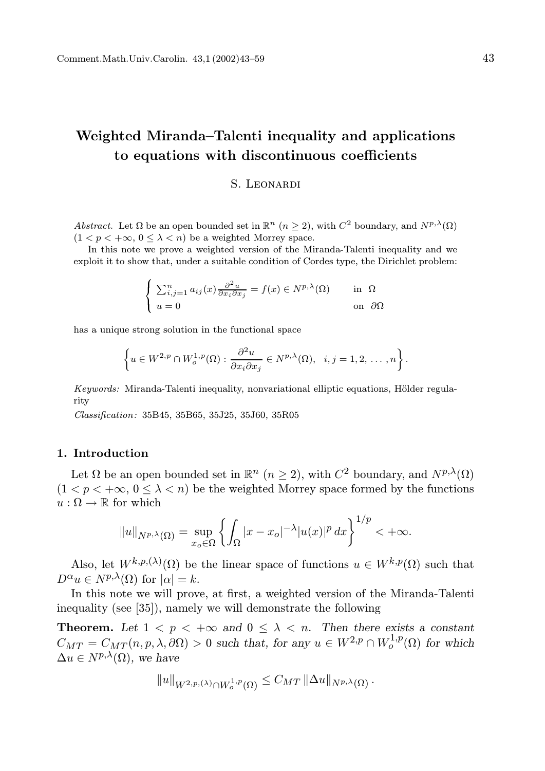# Weighted Miranda–Talenti inequality and applications to equations with discontinuous coefficients

S. Leonardi

*Abstract.* Let $\Omega$ be an open bounded set in $\mathbb{R}^n$ ($n \geq 2$), with $C^2$ boundary, and $N^{p,\lambda}(\Omega)$ ($1 < p < +\infty$, $0 \leq \lambda < n$) be a weighted Morrey space.

In this note we prove a weighted version of the Miranda-Talenti inequality and we exploit it to show that, under a suitable condition of Cordes type, the Dirichlet problem:

$$\begin{cases} \sum_{i,j=1}^{n} a_{ij}(x) \frac{\partial^2 u}{\partial x_i \partial x_j} = f(x) \in N^{p,\lambda}(\Omega) & \text{in } \Omega \\ u = 0 & \text{on } \partial\Omega \end{cases}$$

has a unique strong solution in the functional space

$$\left\{ u \in W^{2,p} \cap W_o^{1,p}(\Omega) : \frac{\partial^2 u}{\partial x_i \partial x_j} \in N^{p,\lambda}(\Omega), \quad i,j = 1, 2, \ldots, n \right\}.$$

*Keywords:* Miranda-Talenti inequality, nonvariational elliptic equations, Hölder regularity

*Classification:* 35B45, 35B65, 35J25, 35J60, 35R05

## 1. Introduction

Let $\Omega$ be an open bounded set in $\mathbb{R}^n$ ($n \geq 2$), with $C^2$ boundary, and $N^{p,\lambda}(\Omega)$ ($1 < p < +\infty$, $0 \leq \lambda < n$) be the weighted Morrey space formed by the functions $u : \Omega \to \mathbb{R}$ for which

$$\|u\|_{N^{p,\lambda}(\Omega)} = \sup_{x_o \in \Omega} \left\{ \int_{\Omega} |x - x_o|^{-\lambda} |u(x)|^p \, dx \right\}^{1/p} < +\infty.$$

Also, let $W^{k,p,(\lambda)}(\Omega)$ be the linear space of functions $u \in W^{k,p}(\Omega)$ such that $D^\alpha u \in N^{p,\lambda}(\Omega)$ for $|\alpha| = k$.

In this note we will prove, at first, a weighted version of the Miranda-Talenti inequality (see [35]), namely we will demonstrate the following

**Theorem.** *Let $1 < p < +\infty$ and $0 \leq \lambda < n$. Then there exists a constant $C_{MT} = C_{MT}(n, p, \lambda, \partial\Omega) > 0$ such that, for any $u \in W^{2,p} \cap W_o^{1,p}(\Omega)$ for which $\Delta u \in N^{p,\lambda}(\Omega)$, we have*

$$\|u\|_{W^{2,p,(\lambda)} \cap W_o^{1,p}(\Omega)} \leq C_{MT} \, \|\Delta u\|_{N^{p,\lambda}(\Omega)}.$$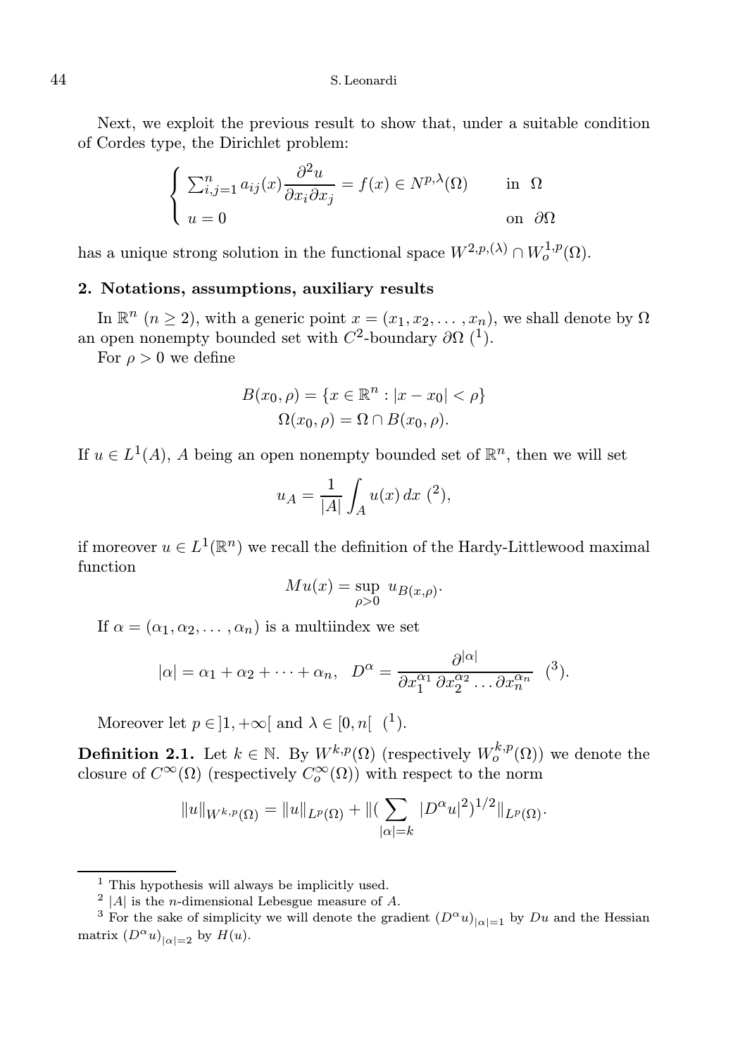Next, we exploit the previous result to show that, under a suitable condition of Cordes type, the Dirichlet problem:

$$\begin{cases} \sum_{i,j=1}^{n} a_{ij}(x)\dfrac{\partial^2 u}{\partial x_i \partial x_j} = f(x) \in N^{p,\lambda}(\Omega) & \text{in } \Omega \\ u = 0 & \text{on } \partial\Omega \end{cases}$$

has a unique strong solution in the functional space $W^{2,p,(\lambda)} \cap W_o^{1,p}(\Omega)$.

## 2. Notations, assumptions, auxiliary results

In $\mathbb{R}^n$ ($n \geq 2$), with a generic point $x = (x_1, x_2, \dots, x_n)$, we shall denote by $\Omega$ an open nonempty bounded set with $C^2$-boundary $\partial\Omega$ ([1]).

For $\rho > 0$ we define

$$B(x_0, \rho) = \{x \in \mathbb{R}^n : |x - x_0| < \rho\}$$
$$\Omega(x_0, \rho) = \Omega \cap B(x_0, \rho).$$

If $u \in L^1(A)$, $A$ being an open nonempty bounded set of $\mathbb{R}^n$, then we will set

$$u_A = \frac{1}{|A|}\int_A u(x)\,dx \text{ ([2])},$$

if moreover $u \in L^1(\mathbb{R}^n)$ we recall the definition of the Hardy-Littlewood maximal function

$$Mu(x) = \sup_{\rho > 0} u_{B(x,\rho)}.$$

If $\alpha = (\alpha_1, \alpha_2, \dots, \alpha_n)$ is a multiindex we set

$$|\alpha| = \alpha_1 + \alpha_2 + \cdots + \alpha_n, \quad D^\alpha = \frac{\partial^{|\alpha|}}{\partial x_1^{\alpha_1}\,\partial x_2^{\alpha_2}\dots\partial x_n^{\alpha_n}} \text{ ([3])}.$$

Moreover let $p \in ]1, +\infty[$ and $\lambda \in [0, n[$ ([1]).

**Definition 2.1.** Let $k \in \mathbb{N}$. By $W^{k,p}(\Omega)$ (respectively $W_o^{k,p}(\Omega)$) we denote the closure of $C^\infty(\Omega)$ (respectively $C_o^\infty(\Omega)$) with respect to the norm

$$\|u\|_{W^{k,p}(\Omega)} = \|u\|_{L^p(\Omega)} + \|(\sum_{|\alpha|=k} |D^\alpha u|^2)^{1/2}\|_{L^p(\Omega)}.$$

---

[1] This hypothesis will always be implicitly used.

[2] $|A|$ is the $n$-dimensional Lebesgue measure of $A$.

[3] For the sake of simplicity we will denote the gradient $(D^\alpha u)_{|\alpha|=1}$ by $Du$ and the Hessian matrix $(D^\alpha u)_{|\alpha|=2}$ by $H(u)$.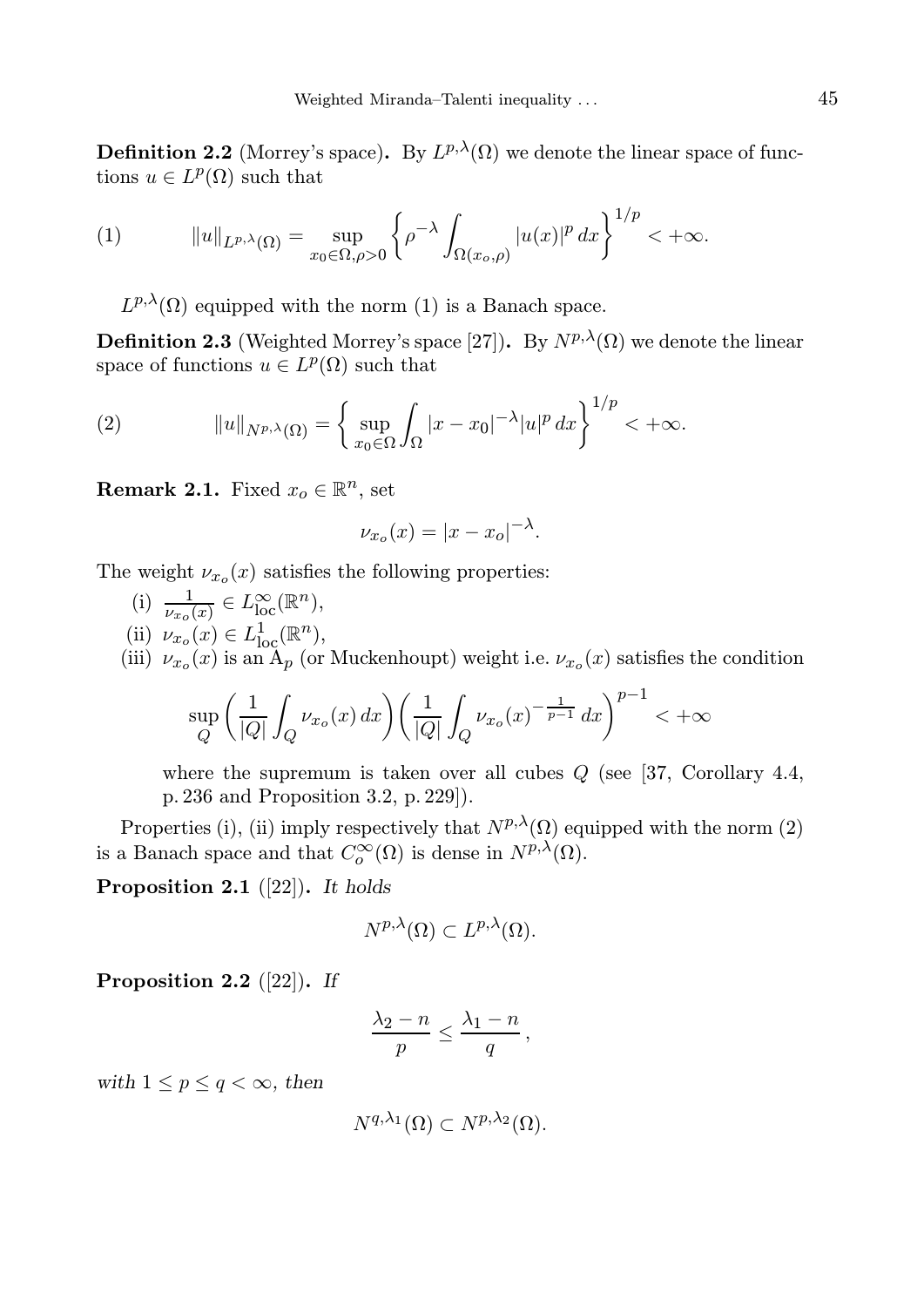**Definition 2.2** (Morrey's space)**.** By $L^{p,\lambda}(\Omega)$ we denote the linear space of functions $u \in L^p(\Omega)$ such that

$$
\|u\|_{L^{p,\lambda}(\Omega)} = \sup_{x_0 \in \Omega, \rho > 0} \left\{ \rho^{-\lambda} \int_{\Omega(x_o,\rho)} |u(x)|^p \, dx \right\}^{1/p} < +\infty. \tag{1}
$$

$L^{p,\lambda}(\Omega)$ equipped with the norm (1) is a Banach space.

**Definition 2.3** (Weighted Morrey's space [27])**.** By $N^{p,\lambda}(\Omega)$ we denote the linear space of functions $u \in L^p(\Omega)$ such that

$$
\|u\|_{N^{p,\lambda}(\Omega)} = \left\{ \sup_{x_0 \in \Omega} \int_{\Omega} |x - x_0|^{-\lambda} |u|^p \, dx \right\}^{1/p} < +\infty. \tag{2}
$$

**Remark 2.1.** Fixed $x_o \in \mathbb{R}^n$, set

$$
\nu_{x_o}(x) = |x - x_o|^{-\lambda}.
$$

The weight $\nu_{x_o}(x)$ satisfies the following properties:

(i) $\frac{1}{\nu_{x_o}(x)} \in L^{\infty}_{\text{loc}}(\mathbb{R}^n)$,

(ii) $\nu_{x_o}(x) \in L^1_{\text{loc}}(\mathbb{R}^n)$,

(iii) $\nu_{x_o}(x)$ is an $\text{A}_p$ (or Muckenhoupt) weight i.e. $\nu_{x_o}(x)$ satisfies the condition

$$
\sup_Q \left( \frac{1}{|Q|} \int_Q \nu_{x_o}(x) \, dx \right) \left( \frac{1}{|Q|} \int_Q \nu_{x_o}(x)^{-\frac{1}{p-1}} \, dx \right)^{p-1} < +\infty
$$

where the supremum is taken over all cubes $Q$ (see [37, Corollary 4.4, p. 236 and Proposition 3.2, p. 229]).

Properties (i), (ii) imply respectively that $N^{p,\lambda}(\Omega)$ equipped with the norm (2) is a Banach space and that $C^{\infty}_o(\Omega)$ is dense in $N^{p,\lambda}(\Omega)$.

**Proposition 2.1** ([22])**.** *It holds*

$$
N^{p,\lambda}(\Omega) \subset L^{p,\lambda}(\Omega).
$$

**Proposition 2.2** ([22])**.** *If*

$$
\frac{\lambda_2 - n}{p} \leq \frac{\lambda_1 - n}{q},
$$

*with* $1 \leq p \leq q < \infty$, *then*

$$
N^{q,\lambda_1}(\Omega) \subset N^{p,\lambda_2}(\Omega).
$$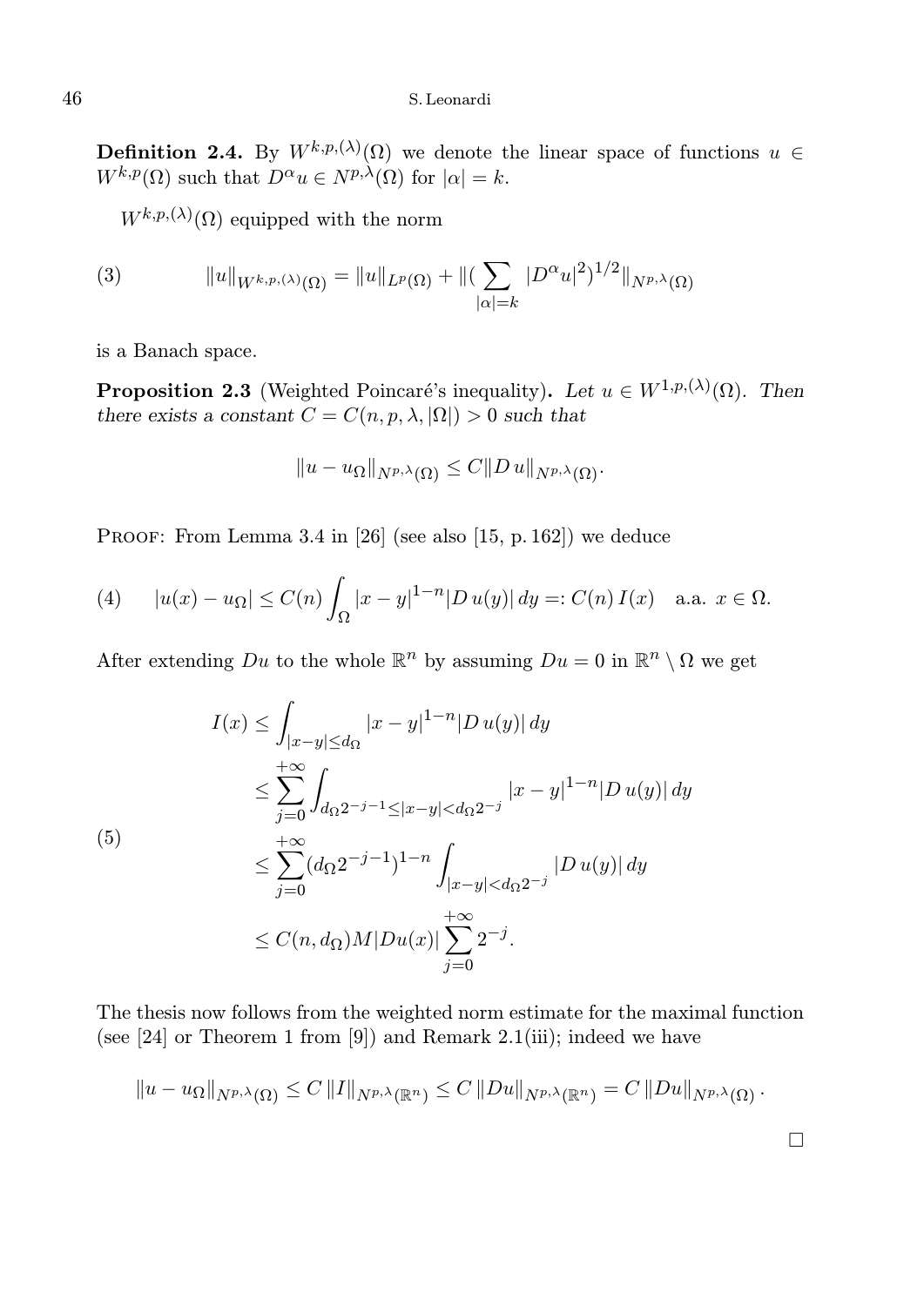**Definition 2.4.** By $W^{k,p,(\lambda)}(\Omega)$ we denote the linear space of functions $u \in W^{k,p}(\Omega)$ such that $D^\alpha u \in N^{p,\lambda}(\Omega)$ for $|\alpha| = k$.

$W^{k,p,(\lambda)}(\Omega)$ equipped with the norm

$$\|u\|_{W^{k,p,(\lambda)}(\Omega)} = \|u\|_{L^p(\Omega)} + \|(\sum_{|\alpha|=k} |D^\alpha u|^2)^{1/2}\|_{N^{p,\lambda}(\Omega)} \tag{3}$$

is a Banach space.

**Proposition 2.3** (Weighted Poincaré's inequality)**.** *Let $u \in W^{1,p,(\lambda)}(\Omega)$. Then there exists a constant $C = C(n, p, \lambda, |\Omega|) > 0$ such that*

$$\|u - u_\Omega\|_{N^{p,\lambda}(\Omega)} \leq C \|D\, u\|_{N^{p,\lambda}(\Omega)}.$$

Proof: From Lemma 3.4 in [26] (see also [15, p. 162]) we deduce

$$|u(x) - u_\Omega| \leq C(n) \int_\Omega |x - y|^{1-n} |D\, u(y)|\, dy =: C(n)\, I(x) \quad \text{a.a. } x \in \Omega. \tag{4}$$

After extending $Du$ to the whole $\mathbb{R}^n$ by assuming $Du = 0$ in $\mathbb{R}^n \setminus \Omega$ we get

$$\begin{aligned}
I(x) &\leq \int_{|x-y| \leq d_\Omega} |x - y|^{1-n} |D\, u(y)|\, dy \\
&\leq \sum_{j=0}^{+\infty} \int_{d_\Omega 2^{-j-1} \leq |x-y| < d_\Omega 2^{-j}} |x - y|^{1-n} |D\, u(y)|\, dy \\
&\leq \sum_{j=0}^{+\infty} (d_\Omega 2^{-j-1})^{1-n} \int_{|x-y| < d_\Omega 2^{-j}} |D\, u(y)|\, dy \\
&\leq C(n, d_\Omega) M|Du(x)| \sum_{j=0}^{+\infty} 2^{-j}.
\end{aligned} \tag{5}$$

The thesis now follows from the weighted norm estimate for the maximal function (see [24] or Theorem 1 from [9]) and Remark 2.1(iii); indeed we have

$$\|u - u_\Omega\|_{N^{p,\lambda}(\Omega)} \leq C\, \|I\|_{N^{p,\lambda}(\mathbb{R}^n)} \leq C\, \|Du\|_{N^{p,\lambda}(\mathbb{R}^n)} = C\, \|Du\|_{N^{p,\lambda}(\Omega)}.$$

□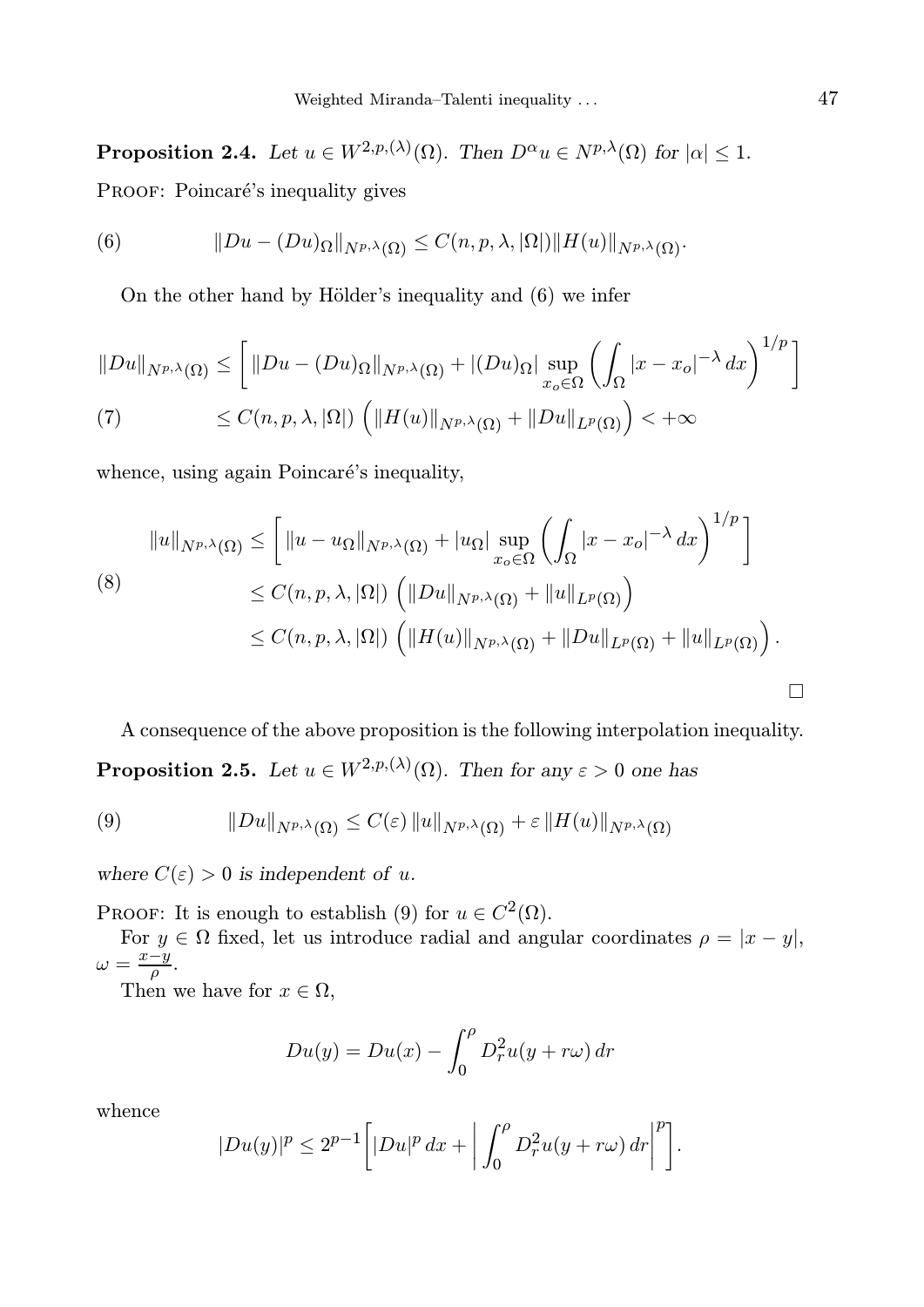**Proposition 2.4.** *Let $u \in W^{2,p,(\lambda)}(\Omega)$. Then $D^\alpha u \in N^{p,\lambda}(\Omega)$ for $|\alpha| \le 1$.*

Proof: Poincaré's inequality gives

$$\|Du - (Du)_\Omega\|_{N^{p,\lambda}(\Omega)} \le C(n,p,\lambda,|\Omega|)\|H(u)\|_{N^{p,\lambda}(\Omega)}. \tag{6}$$

On the other hand by Hölder's inequality and (6) we infer

$$\begin{aligned}
\|Du\|_{N^{p,\lambda}(\Omega)} &\le \left[ \|Du - (Du)_\Omega\|_{N^{p,\lambda}(\Omega)} + |(Du)_\Omega| \sup_{x_o \in \Omega} \left( \int_\Omega |x - x_o|^{-\lambda}\, dx \right)^{1/p} \right] \\
&\le C(n,p,\lambda,|\Omega|) \left( \|H(u)\|_{N^{p,\lambda}(\Omega)} + \|Du\|_{L^p(\Omega)} \right) < +\infty
\end{aligned} \tag{7}$$

whence, using again Poincaré's inequality,

$$\begin{aligned}
\|u\|_{N^{p,\lambda}(\Omega)} &\le \left[ \|u - u_\Omega\|_{N^{p,\lambda}(\Omega)} + |u_\Omega| \sup_{x_o \in \Omega} \left( \int_\Omega |x - x_o|^{-\lambda}\, dx \right)^{1/p} \right] \\
&\le C(n,p,\lambda,|\Omega|) \left( \|Du\|_{N^{p,\lambda}(\Omega)} + \|u\|_{L^p(\Omega)} \right) \\
&\le C(n,p,\lambda,|\Omega|) \left( \|H(u)\|_{N^{p,\lambda}(\Omega)} + \|Du\|_{L^p(\Omega)} + \|u\|_{L^p(\Omega)} \right).
\end{aligned} \tag{8}$$

□

A consequence of the above proposition is the following interpolation inequality.

**Proposition 2.5.** *Let $u \in W^{2,p,(\lambda)}(\Omega)$. Then for any $\varepsilon > 0$ one has*

$$\|Du\|_{N^{p,\lambda}(\Omega)} \le C(\varepsilon)\, \|u\|_{N^{p,\lambda}(\Omega)} + \varepsilon\, \|H(u)\|_{N^{p,\lambda}(\Omega)} \tag{9}$$

*where $C(\varepsilon) > 0$ is independent of $u$.*

Proof: It is enough to establish (9) for $u \in C^2(\Omega)$.

For $y \in \Omega$ fixed, let us introduce radial and angular coordinates $\rho = |x - y|$, $\omega = \frac{x-y}{\rho}$.

Then we have for $x \in \Omega$,

$$Du(y) = Du(x) - \int_0^\rho D_r^2 u(y + r\omega)\, dr$$

whence

$$|Du(y)|^p \le 2^{p-1}\left[ |Du|^p\, dx + \left| \int_0^\rho D_r^2 u(y + r\omega)\, dr \right|^p \right].$$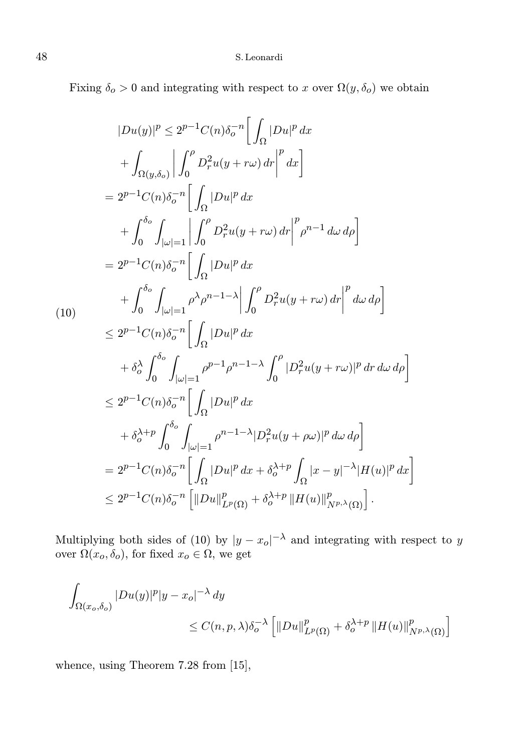Fixing $\delta_o > 0$ and integrating with respect to $x$ over $\Omega(y, \delta_o)$ we obtain

$$
\begin{aligned}
|Du(y)|^p &\le 2^{p-1} C(n) \delta_o^{-n} \bigg[ \int_\Omega |Du|^p \, dx \\
&\quad + \int_{\Omega(y,\delta_o)} \bigg| \int_0^\rho D_r^2 u(y + r\omega) \, dr \bigg|^p dx \bigg] \\
&= 2^{p-1} C(n) \delta_o^{-n} \bigg[ \int_\Omega |Du|^p \, dx \\
&\quad + \int_0^{\delta_o} \int_{|\omega|=1} \bigg| \int_0^\rho D_r^2 u(y + r\omega) \, dr \bigg|^p \rho^{n-1} \, d\omega \, d\rho \bigg] \\
&= 2^{p-1} C(n) \delta_o^{-n} \bigg[ \int_\Omega |Du|^p \, dx \\
&\quad + \int_0^{\delta_o} \int_{|\omega|=1} \rho^\lambda \rho^{n-1-\lambda} \bigg| \int_0^\rho D_r^2 u(y + r\omega) \, dr \bigg|^p d\omega \, d\rho \bigg] \\
&\le 2^{p-1} C(n) \delta_o^{-n} \bigg[ \int_\Omega |Du|^p \, dx \\
&\quad + \delta_o^\lambda \int_0^{\delta_o} \int_{|\omega|=1} \rho^{p-1} \rho^{n-1-\lambda} \int_0^\rho |D_r^2 u(y + r\omega)|^p \, dr \, d\omega \, d\rho \bigg] \\
&\le 2^{p-1} C(n) \delta_o^{-n} \bigg[ \int_\Omega |Du|^p \, dx \\
&\quad + \delta_o^{\lambda+p} \int_0^{\delta_o} \int_{|\omega|=1} \rho^{n-1-\lambda} |D_r^2 u(y + \rho\omega)|^p \, d\omega \, d\rho \bigg] \\
&= 2^{p-1} C(n) \delta_o^{-n} \bigg[ \int_\Omega |Du|^p \, dx + \delta_o^{\lambda+p} \int_\Omega |x - y|^{-\lambda} |H(u)|^p \, dx \bigg] \\
&\le 2^{p-1} C(n) \delta_o^{-n} \Big[ \|Du\|^p_{L^p(\Omega)} + \delta_o^{\lambda+p} \|H(u)\|^p_{N^{p,\lambda}(\Omega)} \Big].
\end{aligned} \tag{10}
$$

Multiplying both sides of (10) by $|y - x_o|^{-\lambda}$ and integrating with respect to $y$ over $\Omega(x_o, \delta_o)$, for fixed $x_o \in \Omega$, we get

$$
\int_{\Omega(x_o,\delta_o)} |Du(y)|^p |y - x_o|^{-\lambda} \, dy \le C(n, p, \lambda) \delta_o^{-\lambda} \Big[ \|Du\|^p_{L^p(\Omega)} + \delta_o^{\lambda+p} \|H(u)\|^p_{N^{p,\lambda}(\Omega)} \Big]
$$

whence, using Theorem 7.28 from [15],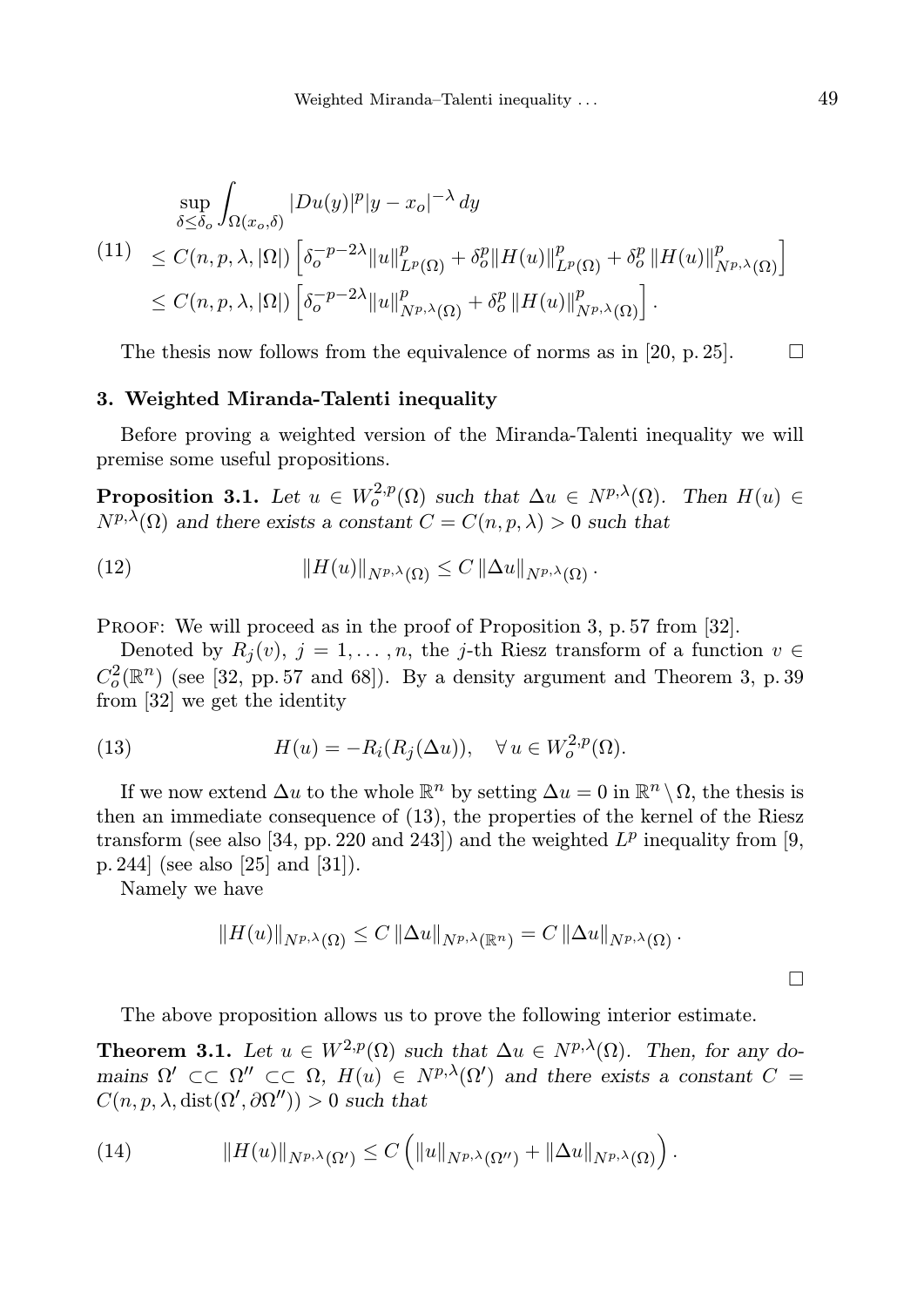$$
\begin{aligned}
&\sup_{\delta\le\delta_o}\int_{\Omega(x_o,\delta)}|Du(y)|^p|y-x_o|^{-\lambda}\,dy\\
(11)\quad &\le C(n,p,\lambda,|\Omega|)\left[\delta_o^{-p-2\lambda}\|u\|^p_{L^p(\Omega)}+\delta_o^p\|H(u)\|^p_{L^p(\Omega)}+\delta_o^p\,\|H(u)\|^p_{N^{p,\lambda}(\Omega)}\right]\\
&\le C(n,p,\lambda,|\Omega|)\left[\delta_o^{-p-2\lambda}\|u\|^p_{N^{p,\lambda}(\Omega)}+\delta_o^p\,\|H(u)\|^p_{N^{p,\lambda}(\Omega)}\right].
\end{aligned}
$$

The thesis now follows from the equivalence of norms as in [20, p. 25]. □

## 3. Weighted Miranda-Talenti inequality

Before proving a weighted version of the Miranda-Talenti inequality we will premise some useful propositions.

**Proposition 3.1.** *Let $u\in W^{2,p}_o(\Omega)$ such that $\Delta u\in N^{p,\lambda}(\Omega)$. Then $H(u)\in N^{p,\lambda}(\Omega)$ and there exists a constant $C=C(n,p,\lambda)>0$ such that*

$$
\|H(u)\|_{N^{p,\lambda}(\Omega)}\le C\,\|\Delta u\|_{N^{p,\lambda}(\Omega)}\,. \tag{12}
$$

Proof: We will proceed as in the proof of Proposition 3, p. 57 from [32].

Denoted by $R_j(v)$, $j=1,\dots,n$, the $j$-th Riesz transform of a function $v\in C^2_o(\mathbb{R}^n)$ (see [32, pp. 57 and 68]). By a density argument and Theorem 3, p. 39 from [32] we get the identity

$$
H(u)=-R_i(R_j(\Delta u)),\quad \forall\,u\in W^{2,p}_o(\Omega). \tag{13}
$$

If we now extend $\Delta u$ to the whole $\mathbb{R}^n$ by setting $\Delta u=0$ in $\mathbb{R}^n\setminus\Omega$, the thesis is then an immediate consequence of (13), the properties of the kernel of the Riesz transform (see also [34, pp. 220 and 243]) and the weighted $L^p$ inequality from [9, p. 244] (see also [25] and [31]).

Namely we have

$$
\|H(u)\|_{N^{p,\lambda}(\Omega)}\le C\,\|\Delta u\|_{N^{p,\lambda}(\mathbb{R}^n)}=C\,\|\Delta u\|_{N^{p,\lambda}(\Omega)}\,.
$$

□

The above proposition allows us to prove the following interior estimate.

**Theorem 3.1.** *Let $u\in W^{2,p}(\Omega)$ such that $\Delta u\in N^{p,\lambda}(\Omega)$. Then, for any domains $\Omega'\subset\subset\Omega''\subset\subset\Omega$, $H(u)\in N^{p,\lambda}(\Omega')$ and there exists a constant $C=C(n,p,\lambda,\operatorname{dist}(\Omega',\partial\Omega''))>0$ such that*

$$
\|H(u)\|_{N^{p,\lambda}(\Omega')}\le C\left(\|u\|_{N^{p,\lambda}(\Omega'')}+\|\Delta u\|_{N^{p,\lambda}(\Omega)}\right). \tag{14}
$$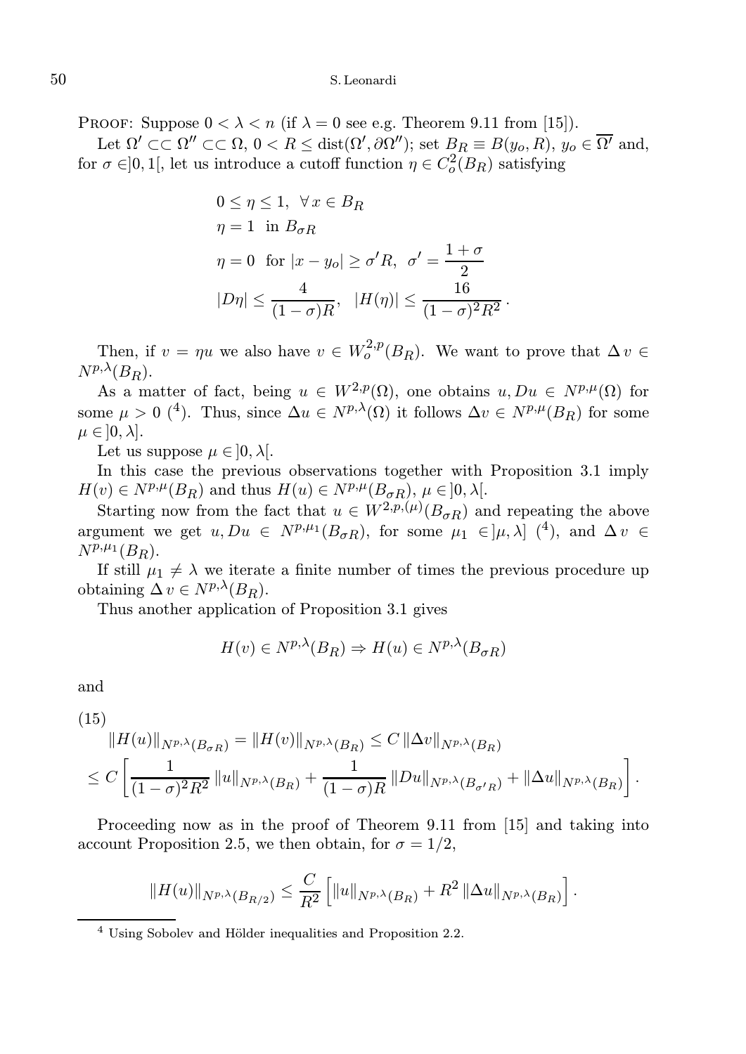Proof: Suppose $0 < \lambda < n$ (if $\lambda = 0$ see e.g. Theorem 9.11 from [15]).

Let $\Omega' \subset\subset \Omega'' \subset\subset \Omega$, $0 < R \leq \operatorname{dist}(\Omega', \partial\Omega'')$; set $B_R \equiv B(y_o, R)$, $y_o \in \overline{\Omega'}$ and, for $\sigma \in ]0,1[$, let us introduce a cutoff function $\eta \in C_o^2(B_R)$ satisfying

$$
\begin{aligned}
&0 \leq \eta \leq 1, \ \ \forall\, x \in B_R \\
&\eta = 1 \ \text{ in } B_{\sigma R} \\
&\eta = 0 \ \text{ for } |x - y_o| \geq \sigma' R, \ \ \sigma' = \frac{1+\sigma}{2} \\
&|D\eta| \leq \frac{4}{(1-\sigma)R}, \ \ |H(\eta)| \leq \frac{16}{(1-\sigma)^2 R^2}\,.
\end{aligned}
$$

Then, if $v = \eta u$ we also have $v \in W_o^{2,p}(B_R)$. We want to prove that $\Delta\, v \in N^{p,\lambda}(B_R)$.

As a matter of fact, being $u \in W^{2,p}(\Omega)$, one obtains $u, Du \in N^{p,\mu}(\Omega)$ for some $\mu > 0$ ([4]). Thus, since $\Delta u \in N^{p,\lambda}(\Omega)$ it follows $\Delta v \in N^{p,\mu}(B_R)$ for some $\mu \in ]0, \lambda]$.

Let us suppose $\mu \in ]0, \lambda[$.

In this case the previous observations together with Proposition 3.1 imply $H(v) \in N^{p,\mu}(B_R)$ and thus $H(u) \in N^{p,\mu}(B_{\sigma R})$, $\mu \in ]0, \lambda[$.

Starting now from the fact that $u \in W^{2,p,(\mu)}(B_{\sigma R})$ and repeating the above argument we get $u, Du \in N^{p,\mu_1}(B_{\sigma R})$, for some $\mu_1 \in ]\mu, \lambda]$ ([4]), and $\Delta\, v \in N^{p,\mu_1}(B_R)$.

If still $\mu_1 \neq \lambda$ we iterate a finite number of times the previous procedure up obtaining $\Delta\, v \in N^{p,\lambda}(B_R)$.

Thus another application of Proposition 3.1 gives

$$
H(v) \in N^{p,\lambda}(B_R) \Rightarrow H(u) \in N^{p,\lambda}(B_{\sigma R})
$$

and

$$
\begin{aligned}
&\|H(u)\|_{N^{p,\lambda}(B_{\sigma R})} = \|H(v)\|_{N^{p,\lambda}(B_R)} \leq C\, \|\Delta v\|_{N^{p,\lambda}(B_R)} \\
&\leq C \left[ \frac{1}{(1-\sigma)^2 R^2}\, \|u\|_{N^{p,\lambda}(B_R)} + \frac{1}{(1-\sigma)R}\, \|Du\|_{N^{p,\lambda}(B_{\sigma' R})} + \|\Delta u\|_{N^{p,\lambda}(B_R)} \right].
\end{aligned} \tag{15}
$$

Proceeding now as in the proof of Theorem 9.11 from [15] and taking into account Proposition 2.5, we then obtain, for $\sigma = 1/2$,

$$
\|H(u)\|_{N^{p,\lambda}(B_{R/2})} \leq \frac{C}{R^2} \left[ \|u\|_{N^{p,\lambda}(B_R)} + R^2\, \|\Delta u\|_{N^{p,\lambda}(B_R)} \right].
$$

[4] Using Sobolev and Hölder inequalities and Proposition 2.2.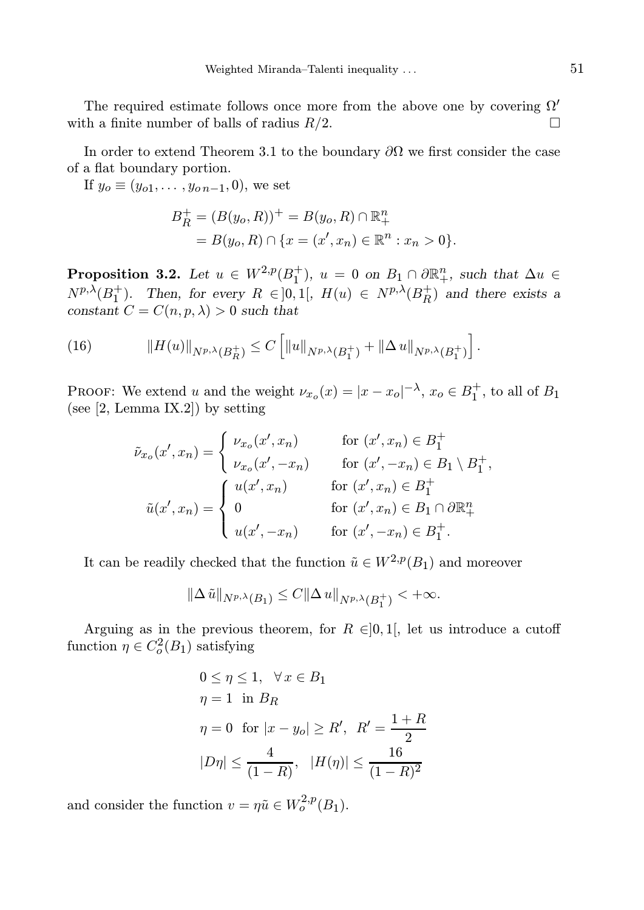The required estimate follows once more from the above one by covering $\Omega'$ with a finite number of balls of radius $R/2$. $\square$

In order to extend Theorem 3.1 to the boundary $\partial\Omega$ we first consider the case of a flat boundary portion.

If $y_o \equiv (y_{o1}, \dots, y_{o\,n-1}, 0)$, we set

$$
\begin{aligned}
B_R^+ &= (B(y_o, R))^+ = B(y_o, R) \cap \mathbb{R}^n_+ \\
&= B(y_o, R) \cap \{x = (x', x_n) \in \mathbb{R}^n : x_n > 0\}.
\end{aligned}
$$

**Proposition 3.2.** *Let $u \in W^{2,p}(B_1^+)$, $u = 0$ on $B_1 \cap \partial\mathbb{R}^n_+$, such that $\Delta u \in N^{p,\lambda}(B_1^+)$. Then, for every $R \in ]0,1[$, $H(u) \in N^{p,\lambda}(B_R^+)$ and there exists a constant $C = C(n,p,\lambda) > 0$ such that*

$$
\|H(u)\|_{N^{p,\lambda}(B_R^+)} \leq C \left[ \|u\|_{N^{p,\lambda}(B_1^+)} + \|\Delta\, u\|_{N^{p,\lambda}(B_1^+)} \right]. \tag{16}
$$

Proof: We extend $u$ and the weight $\nu_{x_o}(x) = |x - x_o|^{-\lambda}$, $x_o \in B_1^+$, to all of $B_1$ (see [2, Lemma IX.2]) by setting

$$
\tilde{\nu}_{x_o}(x', x_n) = \begin{cases} \nu_{x_o}(x', x_n) & \text{for } (x', x_n) \in B_1^+ \\ \nu_{x_o}(x', -x_n) & \text{for } (x', -x_n) \in B_1 \setminus B_1^+, \end{cases}
$$

$$
\tilde{u}(x', x_n) = \begin{cases} u(x', x_n) & \text{for } (x', x_n) \in B_1^+ \\ 0 & \text{for } (x', x_n) \in B_1 \cap \partial\mathbb{R}^n_+ \\ u(x', -x_n) & \text{for } (x', -x_n) \in B_1^+. \end{cases}
$$

It can be readily checked that the function $\tilde{u} \in W^{2,p}(B_1)$ and moreover

$$
\|\Delta\, \tilde{u}\|_{N^{p,\lambda}(B_1)} \leq C \|\Delta\, u\|_{N^{p,\lambda}(B_1^+)} < +\infty.
$$

Arguing as in the previous theorem, for $R \in ]0,1[$, let us introduce a cutoff function $\eta \in C_o^2(B_1)$ satisfying

$$
\begin{aligned}
&0 \leq \eta \leq 1, \quad \forall\, x \in B_1 \\
&\eta = 1 \ \text{ in } B_R \\
&\eta = 0 \ \text{ for } |x - y_o| \geq R', \ \ R' = \frac{1+R}{2} \\
&|D\eta| \leq \frac{4}{(1-R)}, \quad |H(\eta)| \leq \frac{16}{(1-R)^2}
\end{aligned}
$$

and consider the function $v = \eta \tilde{u} \in W_o^{2,p}(B_1)$.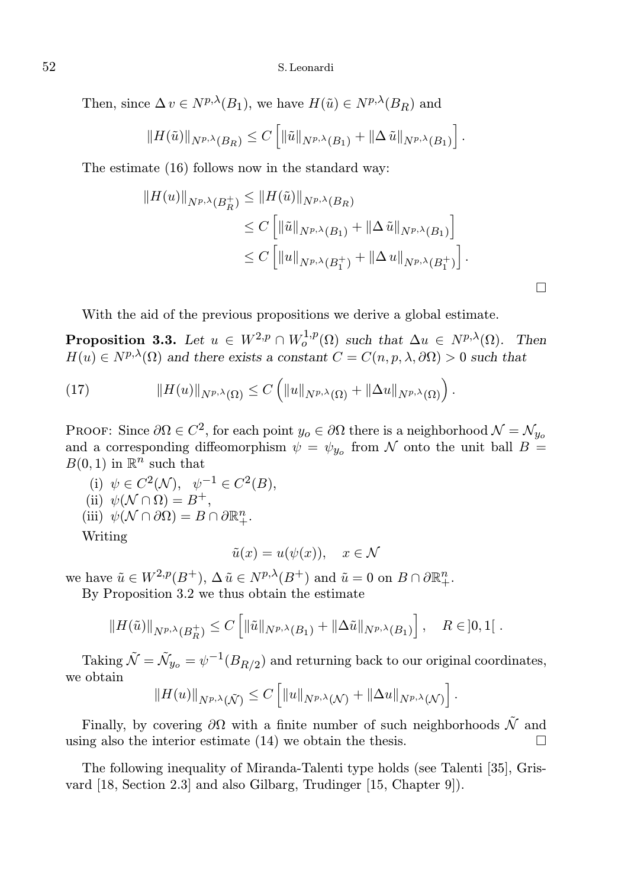Then, since $\Delta v \in N^{p,\lambda}(B_1)$, we have $H(\tilde{u}) \in N^{p,\lambda}(B_R)$ and

$$\|H(\tilde{u})\|_{N^{p,\lambda}(B_R)} \leq C\left[\|\tilde{u}\|_{N^{p,\lambda}(B_1)} + \|\Delta \tilde{u}\|_{N^{p,\lambda}(B_1)}\right].$$

The estimate (16) follows now in the standard way:

$$\begin{aligned}
\|H(u)\|_{N^{p,\lambda}(B_R^+)} &\leq \|H(\tilde{u})\|_{N^{p,\lambda}(B_R)} \\
&\leq C\left[\|\tilde{u}\|_{N^{p,\lambda}(B_1)} + \|\Delta \tilde{u}\|_{N^{p,\lambda}(B_1)}\right] \\
&\leq C\left[\|u\|_{N^{p,\lambda}(B_1^+)} + \|\Delta u\|_{N^{p,\lambda}(B_1^+)}\right].
\end{aligned}$$

□

With the aid of the previous propositions we derive a global estimate.

**Proposition 3.3.** *Let $u \in W^{2,p} \cap W_o^{1,p}(\Omega)$ such that $\Delta u \in N^{p,\lambda}(\Omega)$. Then $H(u) \in N^{p,\lambda}(\Omega)$ and there exists a constant $C = C(n, p, \lambda, \partial\Omega) > 0$ such that*

$$\|H(u)\|_{N^{p,\lambda}(\Omega)} \leq C\left(\|u\|_{N^{p,\lambda}(\Omega)} + \|\Delta u\|_{N^{p,\lambda}(\Omega)}\right). \tag{17}$$

Proof: Since $\partial\Omega \in C^2$, for each point $y_o \in \partial\Omega$ there is a neighborhood $\mathcal{N} = \mathcal{N}_{y_o}$ and a corresponding diffeomorphism $\psi = \psi_{y_o}$ from $\mathcal{N}$ onto the unit ball $B = B(0,1)$ in $\mathbb{R}^n$ such that

(i) $\psi \in C^2(\mathcal{N})$, $\psi^{-1} \in C^2(B)$,
(ii) $\psi(\mathcal{N} \cap \Omega) = B^+$,
(iii) $\psi(\mathcal{N} \cap \partial\Omega) = B \cap \partial\mathbb{R}^n_+$.

Writing

$$\tilde{u}(x) = u(\psi(x)), \quad x \in \mathcal{N}$$

we have $\tilde{u} \in W^{2,p}(B^+)$, $\Delta \tilde{u} \in N^{p,\lambda}(B^+)$ and $\tilde{u} = 0$ on $B \cap \partial\mathbb{R}^n_+$.

By Proposition 3.2 we thus obtain the estimate

$$\|H(\tilde{u})\|_{N^{p,\lambda}(B_R^+)} \leq C\left[\|\tilde{u}\|_{N^{p,\lambda}(B_1)} + \|\Delta\tilde{u}\|_{N^{p,\lambda}(B_1)}\right], \quad R \in ]0, 1[\ .$$

Taking $\tilde{\mathcal{N}} = \tilde{\mathcal{N}}_{y_o} = \psi^{-1}(B_{R/2})$ and returning back to our original coordinates, we obtain

$$\|H(u)\|_{N^{p,\lambda}(\tilde{\mathcal{N}})} \leq C\left[\|u\|_{N^{p,\lambda}(\mathcal{N})} + \|\Delta u\|_{N^{p,\lambda}(\mathcal{N})}\right].$$

Finally, by covering $\partial\Omega$ with a finite number of such neighborhoods $\tilde{\mathcal{N}}$ and using also the interior estimate (14) we obtain the thesis. □

The following inequality of Miranda-Talenti type holds (see Talenti [35], Grisvard [18, Section 2.3] and also Gilbarg, Trudinger [15, Chapter 9]).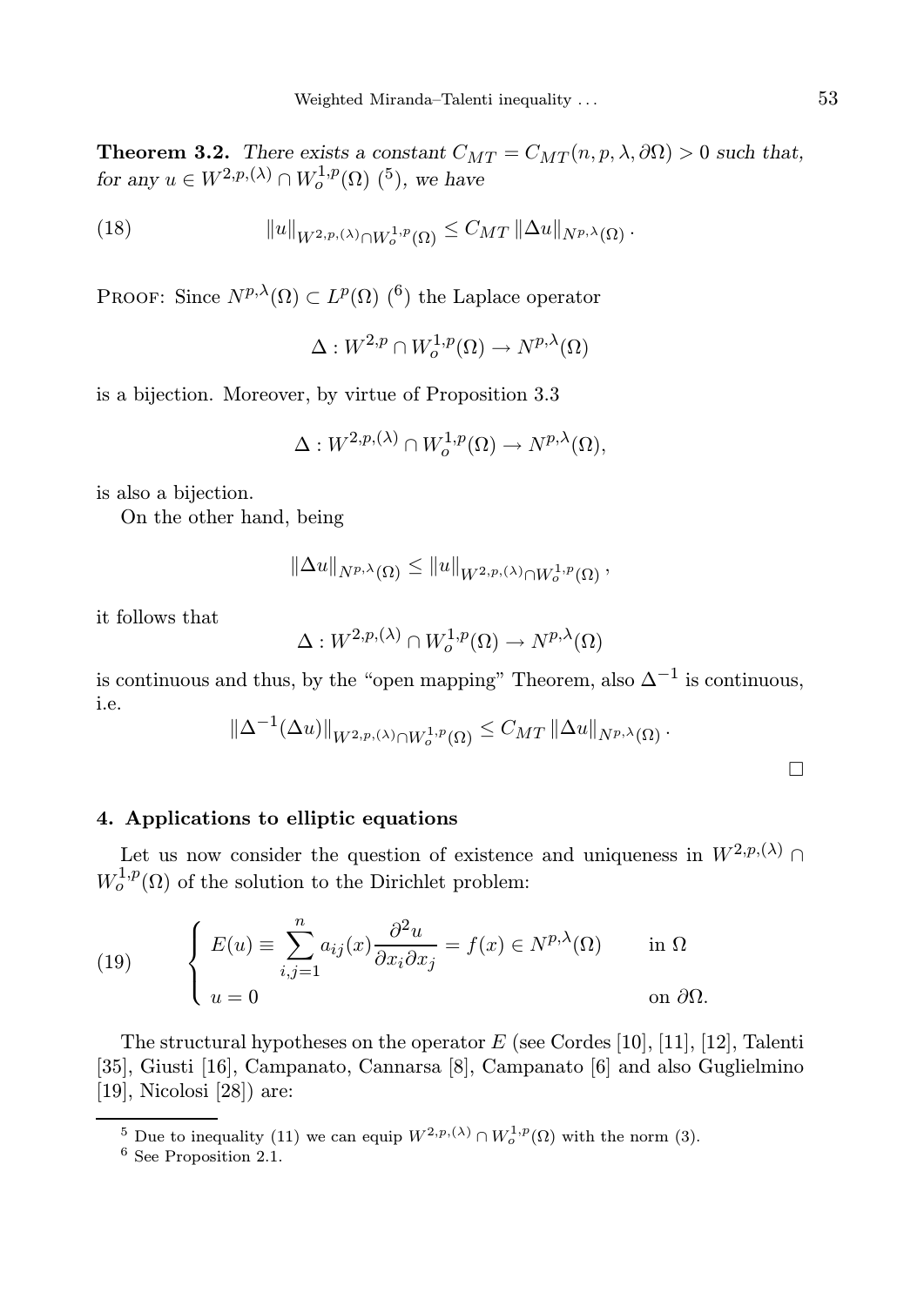**Theorem 3.2.** *There exists a constant $C_{MT} = C_{MT}(n, p, \lambda, \partial\Omega) > 0$ such that, for any $u \in W^{2,p,(\lambda)} \cap W_o^{1,p}(\Omega)$ (5), we have*

$$\|u\|_{W^{2,p,(\lambda)} \cap W_o^{1,p}(\Omega)} \leq C_{MT} \|\Delta u\|_{N^{p,\lambda}(\Omega)}. \tag{18}$$

Proof: Since $N^{p,\lambda}(\Omega) \subset L^p(\Omega)$ (6) the Laplace operator

$$\Delta : W^{2,p} \cap W_o^{1,p}(\Omega) \to N^{p,\lambda}(\Omega)$$

is a bijection. Moreover, by virtue of Proposition 3.3

$$\Delta : W^{2,p,(\lambda)} \cap W_o^{1,p}(\Omega) \to N^{p,\lambda}(\Omega),$$

is also a bijection.

On the other hand, being

$$\|\Delta u\|_{N^{p,\lambda}(\Omega)} \leq \|u\|_{W^{2,p,(\lambda)} \cap W_o^{1,p}(\Omega)},$$

it follows that

$$\Delta : W^{2,p,(\lambda)} \cap W_o^{1,p}(\Omega) \to N^{p,\lambda}(\Omega)$$

is continuous and thus, by the "open mapping" Theorem, also $\Delta^{-1}$ is continuous, i.e.

$$\|\Delta^{-1}(\Delta u)\|_{W^{2,p,(\lambda)} \cap W_o^{1,p}(\Omega)} \leq C_{MT} \|\Delta u\|_{N^{p,\lambda}(\Omega)}.$$

□

## 4. Applications to elliptic equations

Let us now consider the question of existence and uniqueness in $W^{2,p,(\lambda)} \cap W_o^{1,p}(\Omega)$ of the solution to the Dirichlet problem:

$$\begin{cases} E(u) \equiv \displaystyle\sum_{i,j=1}^{n} a_{ij}(x) \frac{\partial^2 u}{\partial x_i \partial x_j} = f(x) \in N^{p,\lambda}(\Omega) & \text{in } \Omega \\ u = 0 & \text{on } \partial\Omega. \end{cases} \tag{19}$$

The structural hypotheses on the operator $E$ (see Cordes [10], [11], [12], Talenti [35], Giusti [16], Campanato, Cannarsa [8], Campanato [6] and also Guglielmino [19], Nicolosi [28]) are:

---

(5) Due to inequality (11) we can equip $W^{2,p,(\lambda)} \cap W_o^{1,p}(\Omega)$ with the norm (3).

(6) See Proposition 2.1.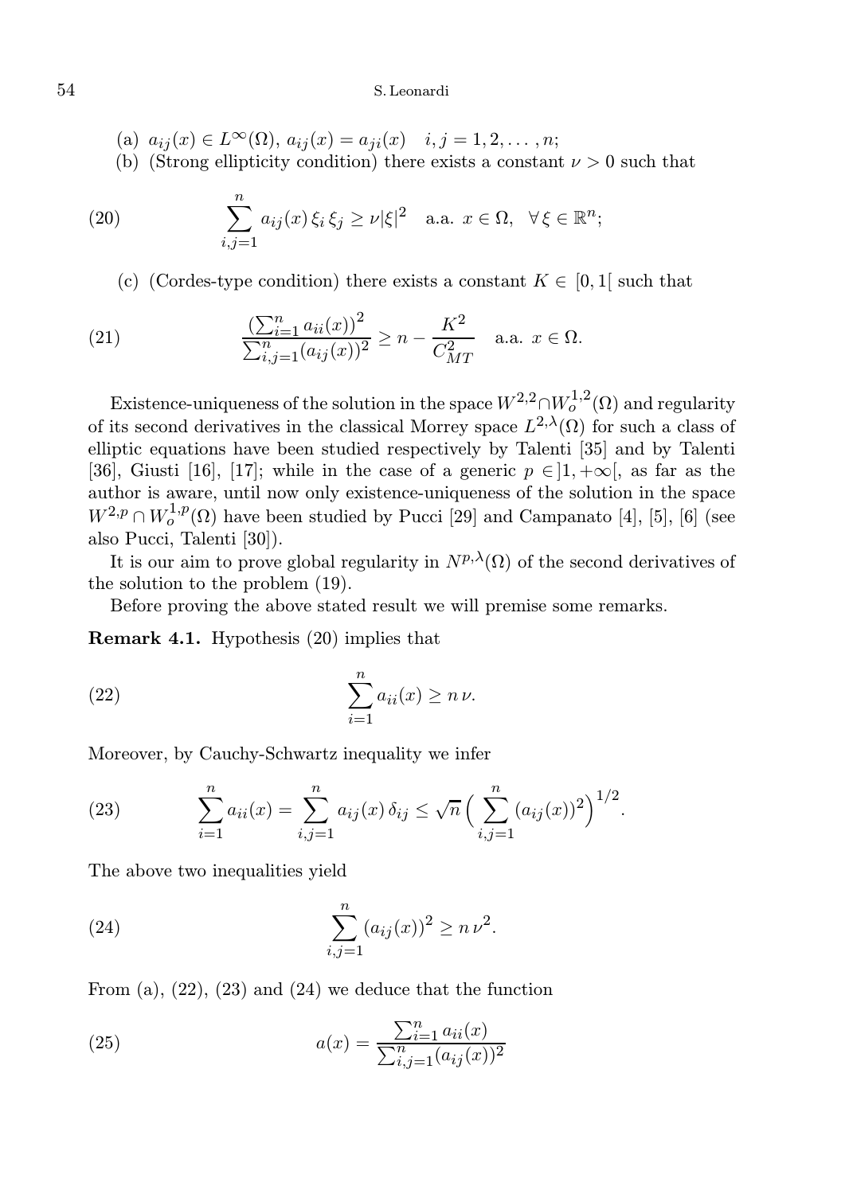(a) $a_{ij}(x) \in L^\infty(\Omega)$, $a_{ij}(x) = a_{ji}(x) \quad i,j = 1,2,\dots,n$;

(b) (Strong ellipticity condition) there exists a constant $\nu > 0$ such that

$$
\sum_{i,j=1}^{n} a_{ij}(x)\,\xi_i\,\xi_j \ge \nu|\xi|^2 \quad \text{a.a. } x \in \Omega, \quad \forall\, \xi \in \mathbb{R}^n; \tag{20}
$$

(c) (Cordes-type condition) there exists a constant $K \in [0,1[$ such that

$$
\frac{\left(\sum_{i=1}^{n} a_{ii}(x)\right)^2}{\sum_{i,j=1}^{n}(a_{ij}(x))^2} \ge n - \frac{K^2}{C_{MT}^2} \quad \text{a.a. } x \in \Omega. \tag{21}
$$

Existence-uniqueness of the solution in the space $W^{2,2} \cap W_o^{1,2}(\Omega)$ and regularity of its second derivatives in the classical Morrey space $L^{2,\lambda}(\Omega)$ for such a class of elliptic equations have been studied respectively by Talenti [35] and by Talenti [36], Giusti [16], [17]; while in the case of a generic $p \in ]1,+\infty[$, as far as the author is aware, until now only existence-uniqueness of the solution in the space $W^{2,p} \cap W_o^{1,p}(\Omega)$ have been studied by Pucci [29] and Campanato [4], [5], [6] (see also Pucci, Talenti [30]).

It is our aim to prove global regularity in $N^{p,\lambda}(\Omega)$ of the second derivatives of the solution to the problem (19).

Before proving the above stated result we will premise some remarks.

**Remark 4.1.** Hypothesis (20) implies that

$$
\sum_{i=1}^{n} a_{ii}(x) \ge n\,\nu. \tag{22}
$$

Moreover, by Cauchy-Schwartz inequality we infer

$$
\sum_{i=1}^{n} a_{ii}(x) = \sum_{i,j=1}^{n} a_{ij}(x)\,\delta_{ij} \le \sqrt{n}\Big(\sum_{i,j=1}^{n}(a_{ij}(x))^2\Big)^{1/2}. \tag{23}
$$

The above two inequalities yield

$$
\sum_{i,j=1}^{n}(a_{ij}(x))^2 \ge n\,\nu^2. \tag{24}
$$

From (a), (22), (23) and (24) we deduce that the function

$$
a(x) = \frac{\sum_{i=1}^{n} a_{ii}(x)}{\sum_{i,j=1}^{n}(a_{ij}(x))^2} \tag{25}
$$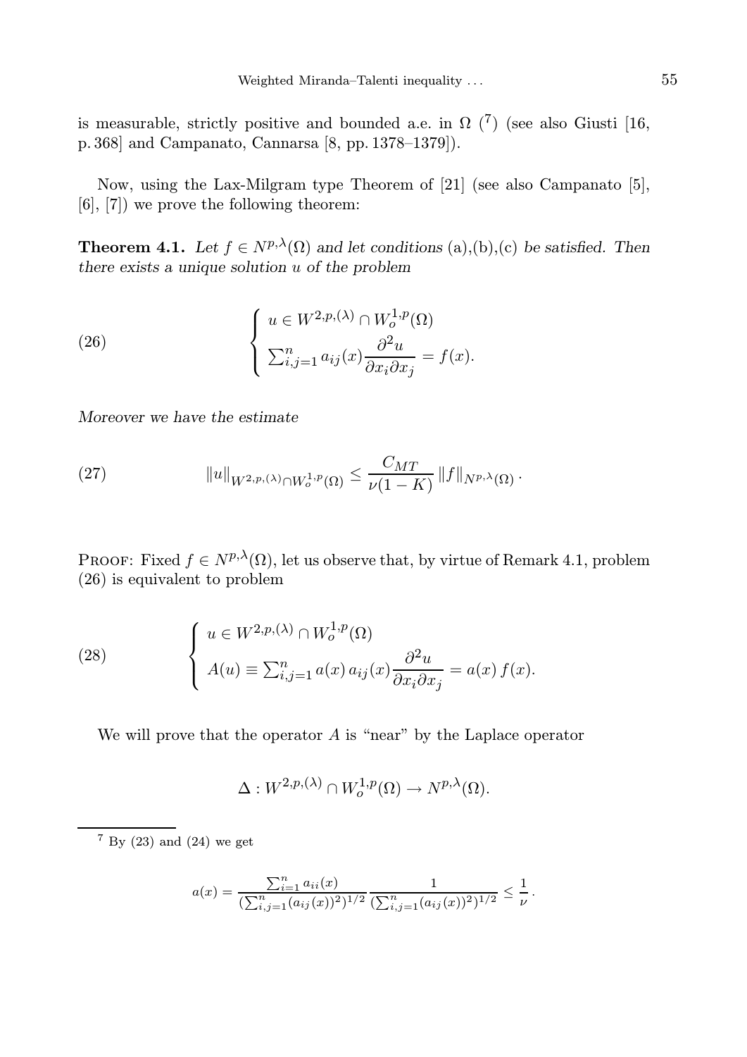is measurable, strictly positive and bounded a.e. in $\Omega$ ([7]) (see also Giusti [16, p. 368] and Campanato, Cannarsa [8, pp. 1378–1379]).

Now, using the Lax-Milgram type Theorem of [21] (see also Campanato [5], [6], [7]) we prove the following theorem:

**Theorem 4.1.** *Let $f \in N^{p,\lambda}(\Omega)$ and let conditions* (a),(b),(c) *be satisfied. Then there exists a unique solution $u$ of the problem*

$$
\left\{
\begin{array}{l}
u \in W^{2,p,(\lambda)} \cap W_o^{1,p}(\Omega) \\
\sum_{i,j=1}^{n} a_{ij}(x) \dfrac{\partial^2 u}{\partial x_i \partial x_j} = f(x).
\end{array}
\right.
\tag{26}
$$

*Moreover we have the estimate*

$$
\|u\|_{W^{2,p,(\lambda)} \cap W_o^{1,p}(\Omega)} \leq \frac{C_{MT}}{\nu(1-K)} \|f\|_{N^{p,\lambda}(\Omega)} . \tag{27}
$$

Proof: Fixed $f \in N^{p,\lambda}(\Omega)$, let us observe that, by virtue of Remark 4.1, problem (26) is equivalent to problem

$$
\left\{
\begin{array}{l}
u \in W^{2,p,(\lambda)} \cap W_o^{1,p}(\Omega) \\
A(u) \equiv \sum_{i,j=1}^{n} a(x)\, a_{ij}(x) \dfrac{\partial^2 u}{\partial x_i \partial x_j} = a(x)\, f(x).
\end{array}
\right.
\tag{28}
$$

We will prove that the operator $A$ is "near" by the Laplace operator

$$
\Delta : W^{2,p,(\lambda)} \cap W_o^{1,p}(\Omega) \to N^{p,\lambda}(\Omega).
$$

---

[7] By (23) and (24) we get

$$
a(x) = \frac{\sum_{i=1}^{n} a_{ii}(x)}{(\sum_{i,j=1}^{n} (a_{ij}(x))^2)^{1/2}} \frac{1}{(\sum_{i,j=1}^{n} (a_{ij}(x))^2)^{1/2}} \leq \frac{1}{\nu} .
$$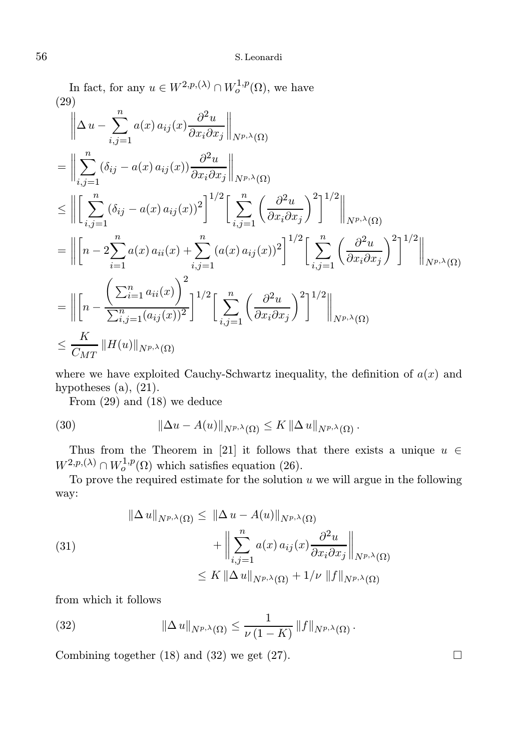In fact, for any $u \in W^{2,p,(\lambda)} \cap W_o^{1,p}(\Omega)$, we have

(29)

$$
\begin{aligned}
&\left\| \Delta\, u - \sum_{i,j=1}^{n} a(x)\, a_{ij}(x) \frac{\partial^2 u}{\partial x_i \partial x_j} \right\|_{N^{p,\lambda}(\Omega)} \\
&= \left\| \sum_{i,j=1}^{n} (\delta_{ij} - a(x)\, a_{ij}(x)) \frac{\partial^2 u}{\partial x_i \partial x_j} \right\|_{N^{p,\lambda}(\Omega)} \\
&\leq \left\| \left[ \sum_{i,j=1}^{n} (\delta_{ij} - a(x)\, a_{ij}(x))^2 \right]^{1/2} \left[ \sum_{i,j=1}^{n} \left( \frac{\partial^2 u}{\partial x_i \partial x_j} \right)^2 \right]^{1/2} \right\|_{N^{p,\lambda}(\Omega)} \\
&= \left\| \left[ n - 2 \sum_{i=1}^{n} a(x)\, a_{ii}(x) + \sum_{i,j=1}^{n} (a(x)\, a_{ij}(x))^2 \right]^{1/2} \left[ \sum_{i,j=1}^{n} \left( \frac{\partial^2 u}{\partial x_i \partial x_j} \right)^2 \right]^{1/2} \right\|_{N^{p,\lambda}(\Omega)} \\
&= \left\| \left[ n - \frac{\left( \sum_{i=1}^{n} a_{ii}(x) \right)^2}{\sum_{i,j=1}^{n} (a_{ij}(x))^2} \right]^{1/2} \left[ \sum_{i,j=1}^{n} \left( \frac{\partial^2 u}{\partial x_i \partial x_j} \right)^2 \right]^{1/2} \right\|_{N^{p,\lambda}(\Omega)} \\
&\leq \frac{K}{C_{MT}} \, \| H(u) \|_{N^{p,\lambda}(\Omega)}
\end{aligned}
$$

where we have exploited Cauchy-Schwartz inequality, the definition of $a(x)$ and hypotheses (a), (21).

From (29) and (18) we deduce

$$
\| \Delta u - A(u) \|_{N^{p,\lambda}(\Omega)} \leq K \, \| \Delta\, u \|_{N^{p,\lambda}(\Omega)} \,. \tag{30}
$$

Thus from the Theorem in [21] it follows that there exists a unique $u \in W^{2,p,(\lambda)} \cap W_o^{1,p}(\Omega)$ which satisfies equation (26).

To prove the required estimate for the solution $u$ we will argue in the following way:

$$
\begin{aligned}
\| \Delta\, u \|_{N^{p,\lambda}(\Omega)} &\leq \; \| \Delta\, u - A(u) \|_{N^{p,\lambda}(\Omega)} \\
&\quad + \left\| \sum_{i,j=1}^{n} a(x)\, a_{ij}(x) \frac{\partial^2 u}{\partial x_i \partial x_j} \right\|_{N^{p,\lambda}(\Omega)} \\
&\leq K \, \| \Delta\, u \|_{N^{p,\lambda}(\Omega)} + 1/\nu \; \| f \|_{N^{p,\lambda}(\Omega)}
\end{aligned} \tag{31}
$$

from which it follows

$$
\| \Delta\, u \|_{N^{p,\lambda}(\Omega)} \leq \frac{1}{\nu \, (1 - K)} \, \| f \|_{N^{p,\lambda}(\Omega)} \,. \tag{32}
$$

Combining together (18) and (32) we get (27). □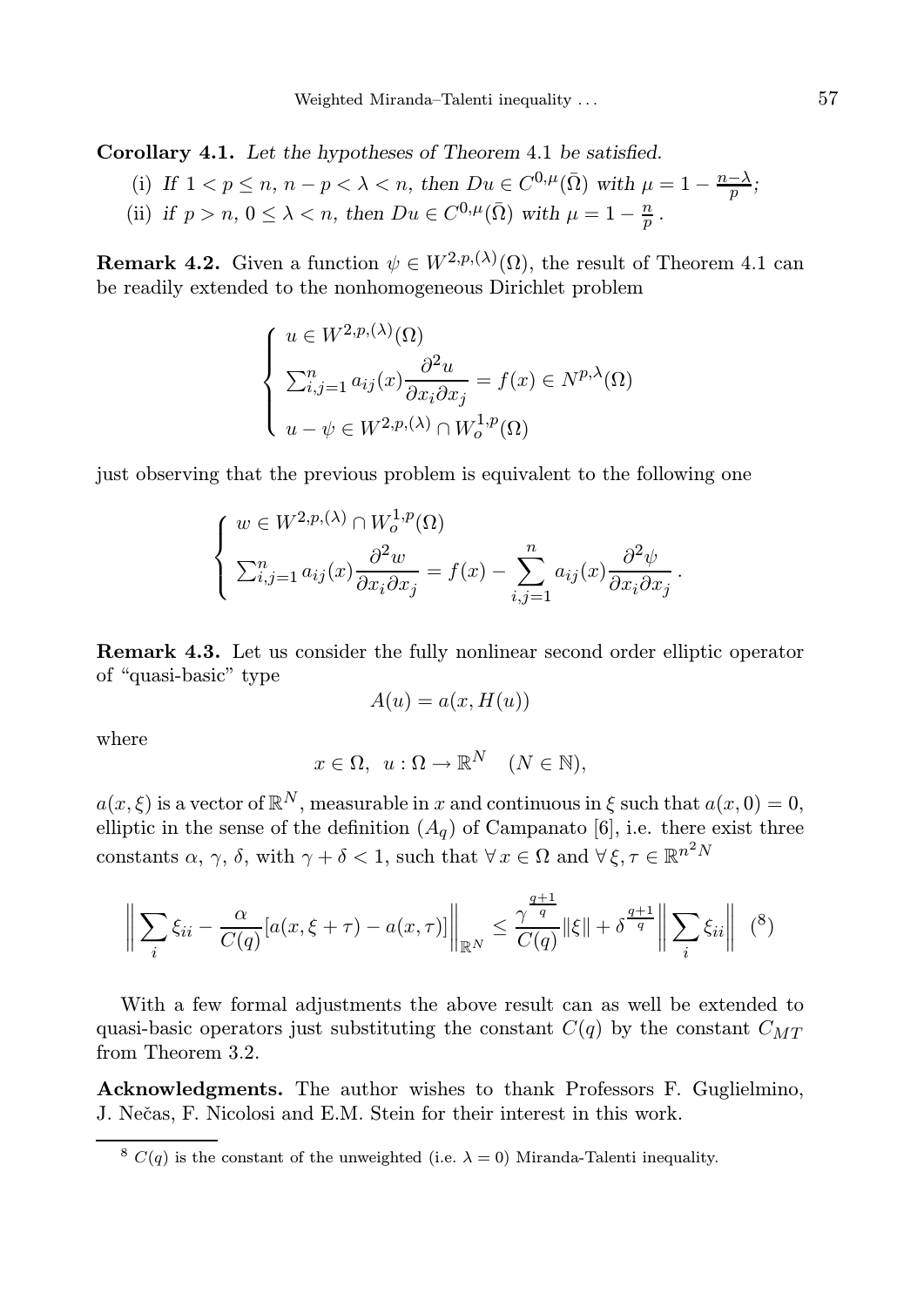**Corollary 4.1.** *Let the hypotheses of Theorem* 4.1 *be satisfied.*

(i) *If* $1 < p \le n$, $n - p < \lambda < n$, *then* $Du \in C^{0,\mu}(\bar{\Omega})$ *with* $\mu = 1 - \frac{n-\lambda}{p}$;

(ii) *if* $p > n$, $0 \le \lambda < n$, *then* $Du \in C^{0,\mu}(\bar{\Omega})$ *with* $\mu = 1 - \frac{n}{p}$.

**Remark 4.2.** Given a function $\psi \in W^{2,p,(\lambda)}(\Omega)$, the result of Theorem 4.1 can be readily extended to the nonhomogeneous Dirichlet problem

$$
\begin{cases}
u \in W^{2,p,(\lambda)}(\Omega) \\
\sum_{i,j=1}^{n} a_{ij}(x) \dfrac{\partial^2 u}{\partial x_i \partial x_j} = f(x) \in N^{p,\lambda}(\Omega) \\
u - \psi \in W^{2,p,(\lambda)} \cap W_o^{1,p}(\Omega)
\end{cases}
$$

just observing that the previous problem is equivalent to the following one

$$
\begin{cases}
w \in W^{2,p,(\lambda)} \cap W_o^{1,p}(\Omega) \\
\sum_{i,j=1}^{n} a_{ij}(x) \dfrac{\partial^2 w}{\partial x_i \partial x_j} = f(x) - \displaystyle\sum_{i,j=1}^{n} a_{ij}(x) \dfrac{\partial^2 \psi}{\partial x_i \partial x_j}\,.
\end{cases}
$$

**Remark 4.3.** Let us consider the fully nonlinear second order elliptic operator of "quasi-basic" type

$$
A(u) = a(x, H(u))
$$

where

$$
x \in \Omega, \;\; u : \Omega \to \mathbb{R}^N \quad (N \in \mathbb{N}),
$$

$a(x,\xi)$ is a vector of $\mathbb{R}^N$, measurable in $x$ and continuous in $\xi$ such that $a(x,0) = 0$, elliptic in the sense of the definition $(A_q)$ of Campanato [6], i.e. there exist three constants $\alpha$, $\gamma$, $\delta$, with $\gamma + \delta < 1$, such that $\forall\, x \in \Omega$ and $\forall\, \xi, \tau \in \mathbb{R}^{n^2 N}$

$$
\left\| \sum_i \xi_{ii} - \frac{\alpha}{C(q)}[a(x, \xi + \tau) - a(x, \tau)] \right\|_{\mathbb{R}^N} \le \frac{\gamma^{\frac{q+1}{q}}}{C(q)} \|\xi\| + \delta^{\frac{q+1}{q}} \left\| \sum_i \xi_{ii} \right\| \quad [8]
$$

With a few formal adjustments the above result can as well be extended to quasi-basic operators just substituting the constant $C(q)$ by the constant $C_{MT}$ from Theorem 3.2.

**Acknowledgments.** The author wishes to thank Professors F. Guglielmino, J. Nečas, F. Nicolosi and E.M. Stein for their interest in this work.

---

[8] $C(q)$ is the constant of the unweighted (i.e. $\lambda = 0$) Miranda-Talenti inequality.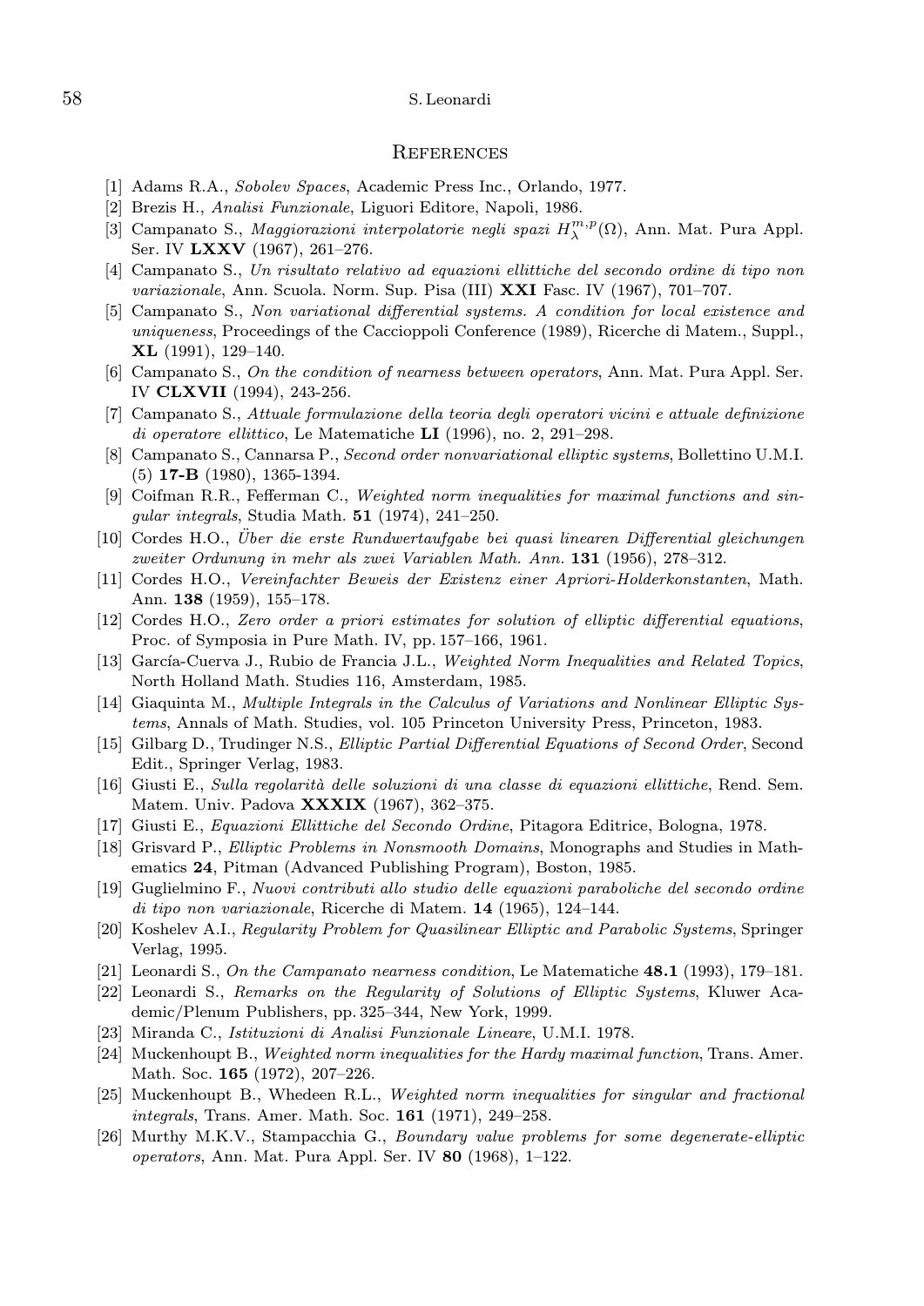## References

[1] Adams R.A., *Sobolev Spaces*, Academic Press Inc., Orlando, 1977.

[2] Brezis H., *Analisi Funzionale*, Liguori Editore, Napoli, 1986.

[3] Campanato S., *Maggiorazioni interpolatorie negli spazi* $H^{m,p}_{\lambda}(\Omega)$, Ann. Mat. Pura Appl. Ser. IV **LXXV** (1967), 261–276.

[4] Campanato S., *Un risultato relativo ad equazioni ellittiche del secondo ordine di tipo non variazionale*, Ann. Scuola. Norm. Sup. Pisa (III) **XXI** Fasc. IV (1967), 701–707.

[5] Campanato S., *Non variational differential systems. A condition for local existence and uniqueness*, Proceedings of the Caccioppoli Conference (1989), Ricerche di Matem., Suppl., **XL** (1991), 129–140.

[6] Campanato S., *On the condition of nearness between operators*, Ann. Mat. Pura Appl. Ser. IV **CLXVII** (1994), 243-256.

[7] Campanato S., *Attuale formulazione della teoria degli operatori vicini e attuale definizione di operatore ellittico*, Le Matematiche **LI** (1996), no. 2, 291–298.

[8] Campanato S., Cannarsa P., *Second order nonvariational elliptic systems*, Bollettino U.M.I. (5) **17-B** (1980), 1365-1394.

[9] Coifman R.R., Fefferman C., *Weighted norm inequalities for maximal functions and singular integrals*, Studia Math. **51** (1974), 241–250.

[10] Cordes H.O., *Über die erste Rundwertaufgabe bei quasi linearen Differential gleichungen zweiter Ordunung in mehr als zwei Variablen Math. Ann.* **131** (1956), 278–312.

[11] Cordes H.O., *Vereinfachter Beweis der Existenz einer Apriori-Holderkonstanten*, Math. Ann. **138** (1959), 155–178.

[12] Cordes H.O., *Zero order a priori estimates for solution of elliptic differential equations*, Proc. of Symposia in Pure Math. IV, pp. 157–166, 1961.

[13] García-Cuerva J., Rubio de Francia J.L., *Weighted Norm Inequalities and Related Topics*, North Holland Math. Studies 116, Amsterdam, 1985.

[14] Giaquinta M., *Multiple Integrals in the Calculus of Variations and Nonlinear Elliptic Systems*, Annals of Math. Studies, vol. 105 Princeton University Press, Princeton, 1983.

[15] Gilbarg D., Trudinger N.S., *Elliptic Partial Differential Equations of Second Order*, Second Edit., Springer Verlag, 1983.

[16] Giusti E., *Sulla regolarità delle soluzioni di una classe di equazioni ellittiche*, Rend. Sem. Matem. Univ. Padova **XXXIX** (1967), 362–375.

[17] Giusti E., *Equazioni Ellittiche del Secondo Ordine*, Pitagora Editrice, Bologna, 1978.

[18] Grisvard P., *Elliptic Problems in Nonsmooth Domains*, Monographs and Studies in Mathematics **24**, Pitman (Advanced Publishing Program), Boston, 1985.

[19] Guglielmino F., *Nuovi contributi allo studio delle equazioni paraboliche del secondo ordine di tipo non variazionale*, Ricerche di Matem. **14** (1965), 124–144.

[20] Koshelev A.I., *Regularity Problem for Quasilinear Elliptic and Parabolic Systems*, Springer Verlag, 1995.

[21] Leonardi S., *On the Campanato nearness condition*, Le Matematiche **48.1** (1993), 179–181.

[22] Leonardi S., *Remarks on the Regularity of Solutions of Elliptic Systems*, Kluwer Academic/Plenum Publishers, pp. 325–344, New York, 1999.

[23] Miranda C., *Istituzioni di Analisi Funzionale Lineare*, U.M.I. 1978.

[24] Muckenhoupt B., *Weighted norm inequalities for the Hardy maximal function*, Trans. Amer. Math. Soc. **165** (1972), 207–226.

[25] Muckenhoupt B., Whedeen R.L., *Weighted norm inequalities for singular and fractional integrals*, Trans. Amer. Math. Soc. **161** (1971), 249–258.

[26] Murthy M.K.V., Stampacchia G., *Boundary value problems for some degenerate-elliptic operators*, Ann. Mat. Pura Appl. Ser. IV **80** (1968), 1–122.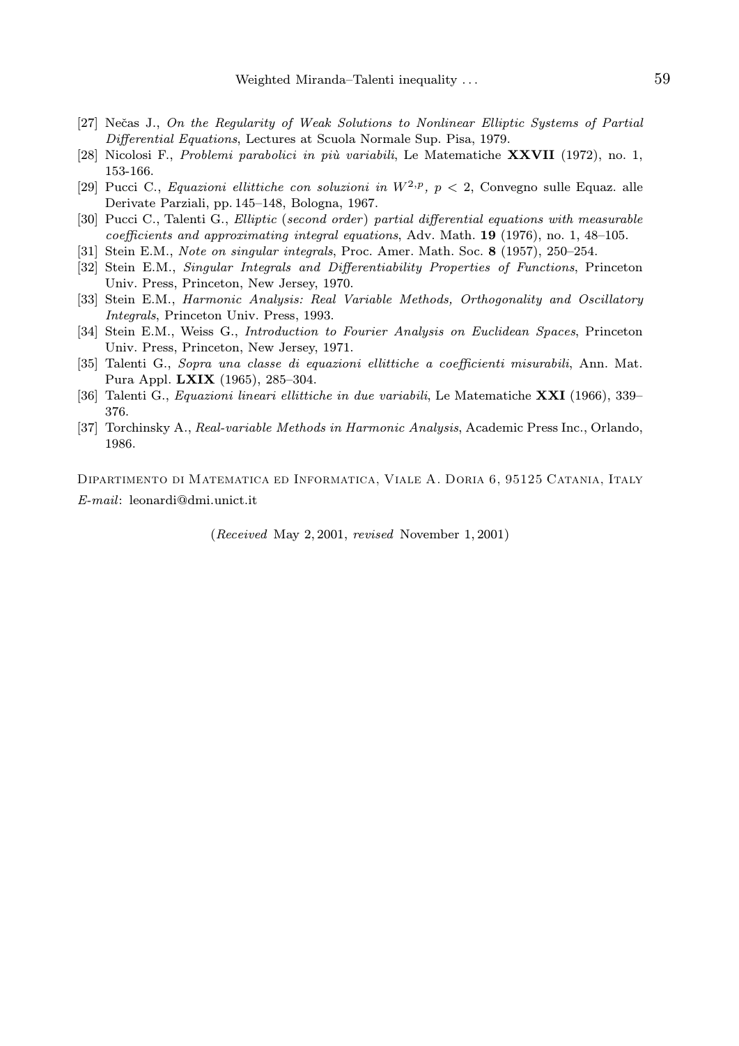[27] Nečas J., *On the Regularity of Weak Solutions to Nonlinear Elliptic Systems of Partial Differential Equations*, Lectures at Scuola Normale Sup. Pisa, 1979.

[28] Nicolosi F., *Problemi parabolici in più variabili*, Le Matematiche **XXVII** (1972), no. 1, 153-166.

[29] Pucci C., *Equazioni ellittiche con soluzioni in $W^{2,p}$, $p < 2$*, Convegno sulle Equaz. alle Derivate Parziali, pp. 145–148, Bologna, 1967.

[30] Pucci C., Talenti G., *Elliptic (second order) partial differential equations with measurable coefficients and approximating integral equations*, Adv. Math. **19** (1976), no. 1, 48–105.

[31] Stein E.M., *Note on singular integrals*, Proc. Amer. Math. Soc. **8** (1957), 250–254.

[32] Stein E.M., *Singular Integrals and Differentiability Properties of Functions*, Princeton Univ. Press, Princeton, New Jersey, 1970.

[33] Stein E.M., *Harmonic Analysis: Real Variable Methods, Orthogonality and Oscillatory Integrals*, Princeton Univ. Press, 1993.

[34] Stein E.M., Weiss G., *Introduction to Fourier Analysis on Euclidean Spaces*, Princeton Univ. Press, Princeton, New Jersey, 1971.

[35] Talenti G., *Sopra una classe di equazioni ellittiche a coefficienti misurabili*, Ann. Mat. Pura Appl. **LXIX** (1965), 285–304.

[36] Talenti G., *Equazioni lineari ellittiche in due variabili*, Le Matematiche **XXI** (1966), 339–376.

[37] Torchinsky A., *Real-variable Methods in Harmonic Analysis*, Academic Press Inc., Orlando, 1986.

Dipartimento di Matematica ed Informatica, Viale A. Doria 6, 95125 Catania, Italy

*E-mail*: leonardi@dmi.unict.it

(*Received* May 2, 2001, *revised* November 1, 2001)